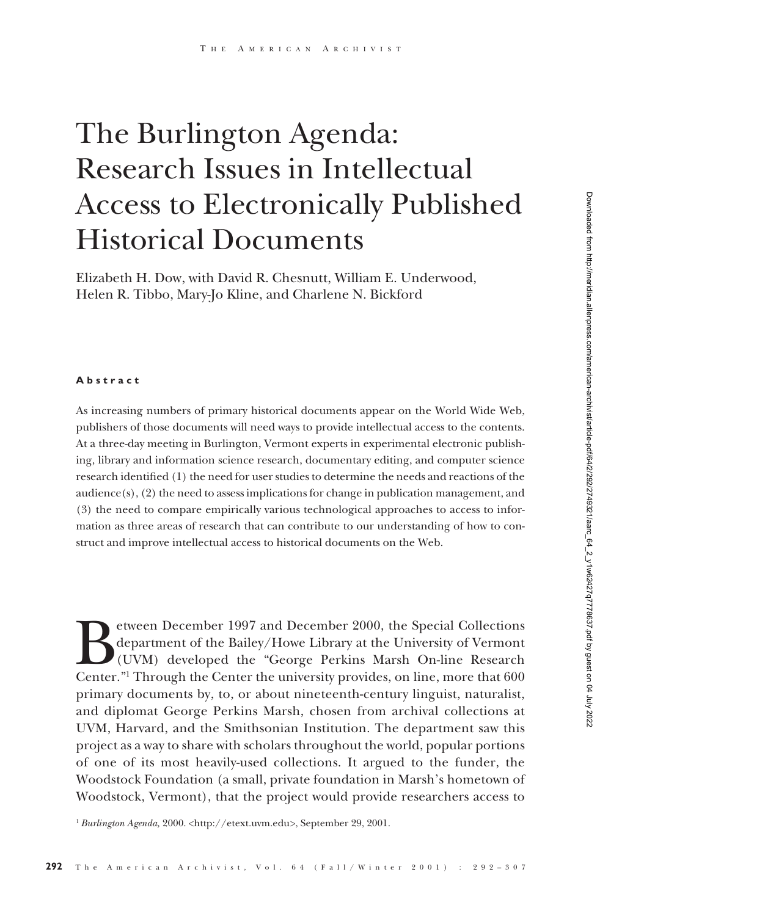# The Burlington Agenda: Research Issues in Intellectual Access to Electronically Published Historical Documents

Elizabeth H. Dow, with David R. Chesnutt, William E. Underwood, Helen R. Tibbo, Mary-Jo Kline, and Charlene N. Bickford

**Abstract**

As increasing numbers of primary historical documents appear on the World Wide Web, publishers of those documents will need ways to provide intellectual access to the contents. At a three-day meeting in Burlington, Vermont experts in experimental electronic publishing, library and information science research, documentary editing, and computer science research identified (1) the need for user studies to determine the needs and reactions of the audience(s), (2) the need to assess implications for change in publication management, and (3) the need to compare empirically various technological approaches to access to information as three areas of research that can contribute to our understanding of how to construct and improve intellectual access to historical documents on the Web.

Between December 1997 and December 2000, the Special Collections department of the Bailey/Howe Library at the University of Vermont (UVM) developed the "George Perkins Marsh On-line Research Center."[1] Through the Center the university provides, on line, more that 600 primary documents by, to, or about nineteenth-century linguist, naturalist, and diplomat George Perkins Marsh, chosen from archival collections at UVM, Harvard, and the Smithsonian Institution. The department saw this project as a way to share with scholars throughout the world, popular portions of one of its most heavily-used collections. It argued to the funder, the Woodstock Foundation (a small, private foundation in Marsh's hometown of Woodstock, Vermont), that the project would provide researchers access to

[1] *Burlington Agenda,* 2000. <http://etext.uvm.edu>, September 29, 2001.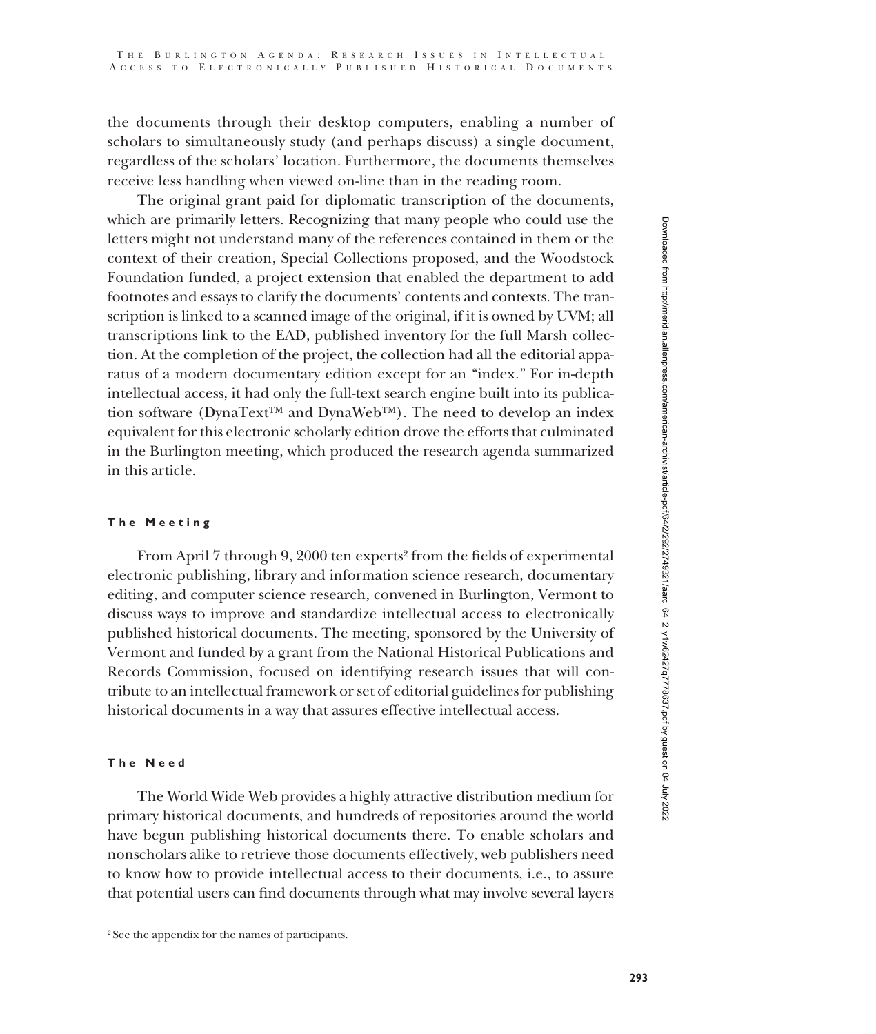the documents through their desktop computers, enabling a number of scholars to simultaneously study (and perhaps discuss) a single document, regardless of the scholars' location. Furthermore, the documents themselves receive less handling when viewed on-line than in the reading room.

The original grant paid for diplomatic transcription of the documents, which are primarily letters. Recognizing that many people who could use the letters might not understand many of the references contained in them or the context of their creation, Special Collections proposed, and the Woodstock Foundation funded, a project extension that enabled the department to add footnotes and essays to clarify the documents' contents and contexts. The transcription is linked to a scanned image of the original, if it is owned by UVM; all transcriptions link to the EAD, published inventory for the full Marsh collection. At the completion of the project, the collection had all the editorial apparatus of a modern documentary edition except for an "index." For in-depth intellectual access, it had only the full-text search engine built into its publication software (DynaText™ and DynaWeb™). The need to develop an index equivalent for this electronic scholarly edition drove the efforts that culminated in the Burlington meeting, which produced the research agenda summarized in this article.

## The Meeting

From April 7 through 9, 2000 ten experts[2] from the fields of experimental electronic publishing, library and information science research, documentary editing, and computer science research, convened in Burlington, Vermont to discuss ways to improve and standardize intellectual access to electronically published historical documents. The meeting, sponsored by the University of Vermont and funded by a grant from the National Historical Publications and Records Commission, focused on identifying research issues that will contribute to an intellectual framework or set of editorial guidelines for publishing historical documents in a way that assures effective intellectual access.

## The Need

The World Wide Web provides a highly attractive distribution medium for primary historical documents, and hundreds of repositories around the world have begun publishing historical documents there. To enable scholars and nonscholars alike to retrieve those documents effectively, web publishers need to know how to provide intellectual access to their documents, i.e., to assure that potential users can find documents through what may involve several layers

[2] See the appendix for the names of participants.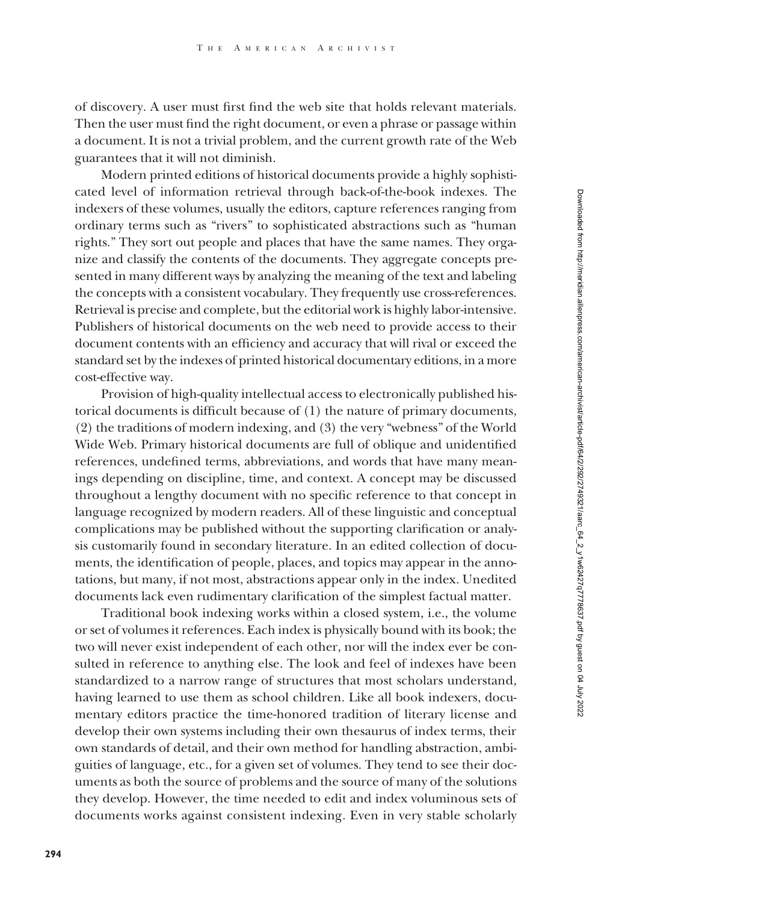of discovery. A user must first find the web site that holds relevant materials. Then the user must find the right document, or even a phrase or passage within a document. It is not a trivial problem, and the current growth rate of the Web guarantees that it will not diminish.

Modern printed editions of historical documents provide a highly sophisticated level of information retrieval through back-of-the-book indexes. The indexers of these volumes, usually the editors, capture references ranging from ordinary terms such as "rivers" to sophisticated abstractions such as "human rights." They sort out people and places that have the same names. They organize and classify the contents of the documents. They aggregate concepts presented in many different ways by analyzing the meaning of the text and labeling the concepts with a consistent vocabulary. They frequently use cross-references. Retrieval is precise and complete, but the editorial work is highly labor-intensive. Publishers of historical documents on the web need to provide access to their document contents with an efficiency and accuracy that will rival or exceed the standard set by the indexes of printed historical documentary editions, in a more cost-effective way.

Provision of high-quality intellectual access to electronically published historical documents is difficult because of (1) the nature of primary documents, (2) the traditions of modern indexing, and (3) the very "webness" of the World Wide Web. Primary historical documents are full of oblique and unidentified references, undefined terms, abbreviations, and words that have many meanings depending on discipline, time, and context. A concept may be discussed throughout a lengthy document with no specific reference to that concept in language recognized by modern readers. All of these linguistic and conceptual complications may be published without the supporting clarification or analysis customarily found in secondary literature. In an edited collection of documents, the identification of people, places, and topics may appear in the annotations, but many, if not most, abstractions appear only in the index. Unedited documents lack even rudimentary clarification of the simplest factual matter.

Traditional book indexing works within a closed system, i.e., the volume or set of volumes it references. Each index is physically bound with its book; the two will never exist independent of each other, nor will the index ever be consulted in reference to anything else. The look and feel of indexes have been standardized to a narrow range of structures that most scholars understand, having learned to use them as school children. Like all book indexers, documentary editors practice the time-honored tradition of literary license and develop their own systems including their own thesaurus of index terms, their own standards of detail, and their own method for handling abstraction, ambiguities of language, etc., for a given set of volumes. They tend to see their documents as both the source of problems and the source of many of the solutions they develop. However, the time needed to edit and index voluminous sets of documents works against consistent indexing. Even in very stable scholarly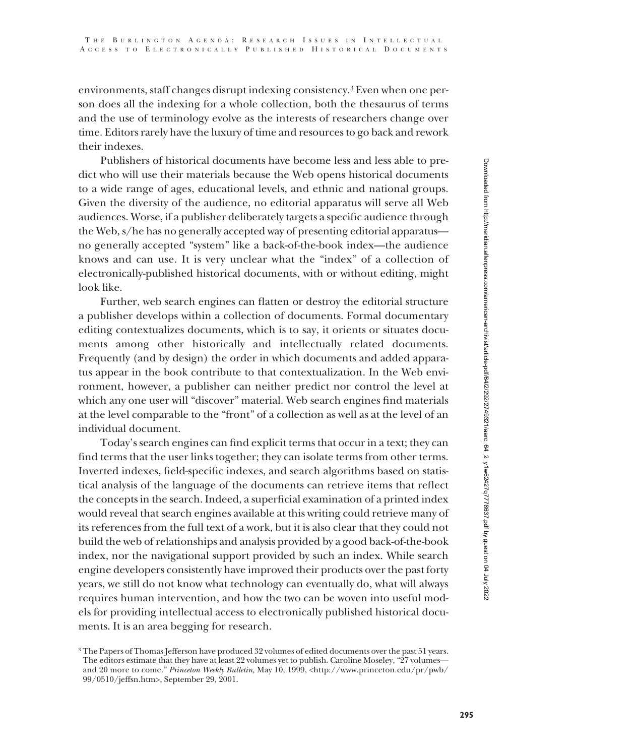environments, staff changes disrupt indexing consistency.[3] Even when one person does all the indexing for a whole collection, both the thesaurus of terms and the use of terminology evolve as the interests of researchers change over time. Editors rarely have the luxury of time and resources to go back and rework their indexes.

Publishers of historical documents have become less and less able to predict who will use their materials because the Web opens historical documents to a wide range of ages, educational levels, and ethnic and national groups. Given the diversity of the audience, no editorial apparatus will serve all Web audiences. Worse, if a publisher deliberately targets a specific audience through the Web, s/he has no generally accepted way of presenting editorial apparatus—no generally accepted "system" like a back-of-the-book index—the audience knows and can use. It is very unclear what the "index" of a collection of electronically-published historical documents, with or without editing, might look like.

Further, web search engines can flatten or destroy the editorial structure a publisher develops within a collection of documents. Formal documentary editing contextualizes documents, which is to say, it orients or situates documents among other historically and intellectually related documents. Frequently (and by design) the order in which documents and added apparatus appear in the book contribute to that contextualization. In the Web environment, however, a publisher can neither predict nor control the level at which any one user will "discover" material. Web search engines find materials at the level comparable to the "front" of a collection as well as at the level of an individual document.

Today's search engines can find explicit terms that occur in a text; they can find terms that the user links together; they can isolate terms from other terms. Inverted indexes, field-specific indexes, and search algorithms based on statistical analysis of the language of the documents can retrieve items that reflect the concepts in the search. Indeed, a superficial examination of a printed index would reveal that search engines available at this writing could retrieve many of its references from the full text of a work, but it is also clear that they could not build the web of relationships and analysis provided by a good back-of-the-book index, nor the navigational support provided by such an index. While search engine developers consistently have improved their products over the past forty years, we still do not know what technology can eventually do, what will always requires human intervention, and how the two can be woven into useful models for providing intellectual access to electronically published historical documents. It is an area begging for research.

[3] The Papers of Thomas Jefferson have produced 32 volumes of edited documents over the past 51 years. The editors estimate that they have at least 22 volumes yet to publish. Caroline Moseley, "27 volumes—and 20 more to come." *Princeton Weekly Bulletin,* May 10, 1999, <http://www.princeton.edu/pr/pwb/99/0510/jeffsn.htm>, September 29, 2001.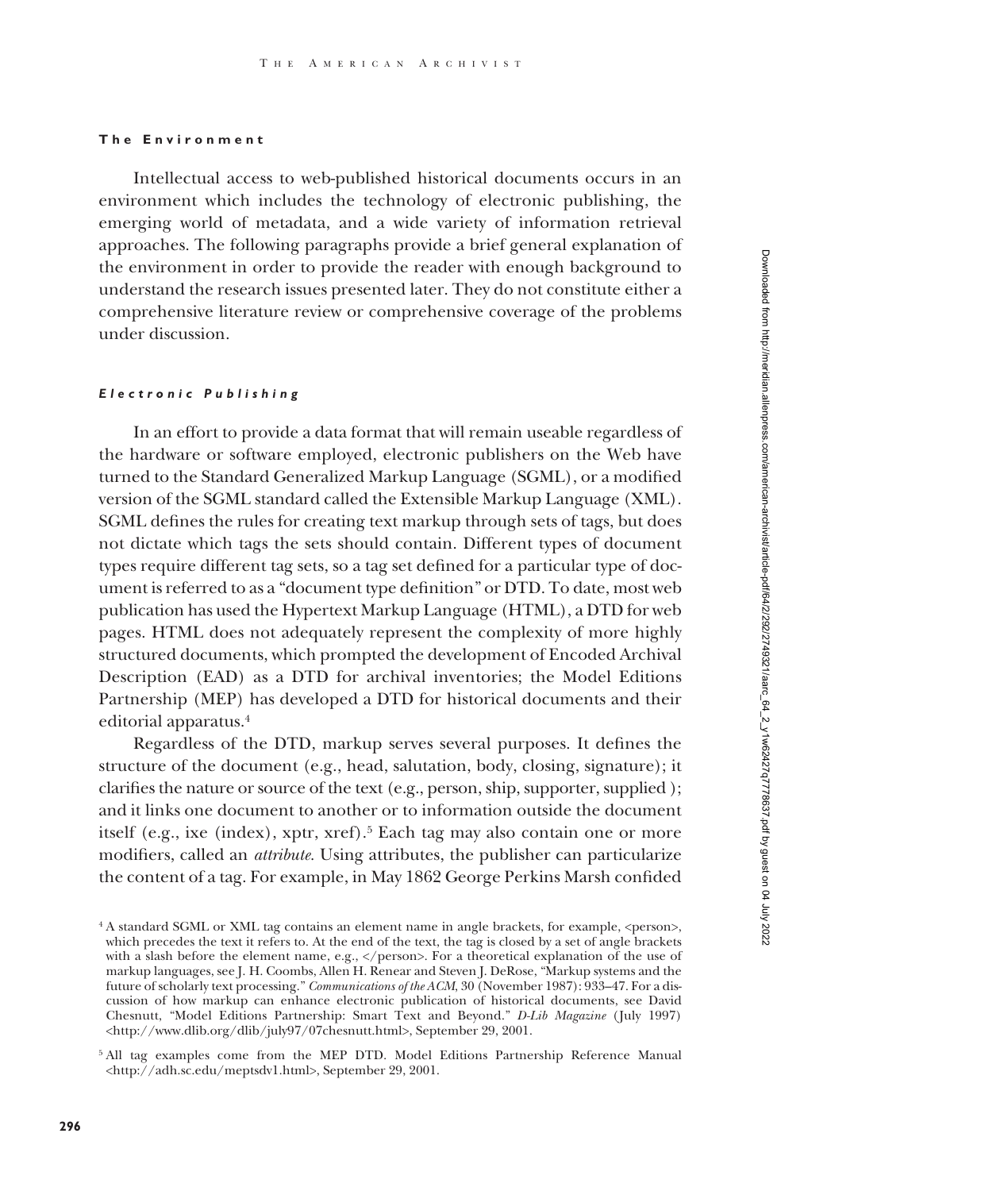#### The Environment

Intellectual access to web-published historical documents occurs in an environment which includes the technology of electronic publishing, the emerging world of metadata, and a wide variety of information retrieval approaches. The following paragraphs provide a brief general explanation of the environment in order to provide the reader with enough background to understand the research issues presented later. They do not constitute either a comprehensive literature review or comprehensive coverage of the problems under discussion.

##### *Electronic Publishing*

In an effort to provide a data format that will remain useable regardless of the hardware or software employed, electronic publishers on the Web have turned to the Standard Generalized Markup Language (SGML), or a modified version of the SGML standard called the Extensible Markup Language (XML). SGML defines the rules for creating text markup through sets of tags, but does not dictate which tags the sets should contain. Different types of document types require different tag sets, so a tag set defined for a particular type of document is referred to as a "document type definition" or DTD. To date, most web publication has used the Hypertext Markup Language (HTML), a DTD for web pages. HTML does not adequately represent the complexity of more highly structured documents, which prompted the development of Encoded Archival Description (EAD) as a DTD for archival inventories; the Model Editions Partnership (MEP) has developed a DTD for historical documents and their editorial apparatus.[4]

Regardless of the DTD, markup serves several purposes. It defines the structure of the document (e.g., head, salutation, body, closing, signature); it clarifies the nature or source of the text (e.g., person, ship, supporter, supplied ); and it links one document to another or to information outside the document itself (e.g., ixe (index), xptr, xref).[5] Each tag may also contain one or more modifiers, called an *attribute*. Using attributes, the publisher can particularize the content of a tag. For example, in May 1862 George Perkins Marsh confided

---

[4] A standard SGML or XML tag contains an element name in angle brackets, for example, <person>, which precedes the text it refers to. At the end of the text, the tag is closed by a set of angle brackets with a slash before the element name, e.g., </person>. For a theoretical explanation of the use of markup languages, see J. H. Coombs, Allen H. Renear and Steven J. DeRose, "Markup systems and the future of scholarly text processing." *Communications of the ACM*, 30 (November 1987): 933–47. For a discussion of how markup can enhance electronic publication of historical documents, see David Chesnutt, "Model Editions Partnership: Smart Text and Beyond." *D-Lib Magazine* (July 1997) <http://www.dlib.org/dlib/july97/07chesnutt.html>, September 29, 2001.

[5] All tag examples come from the MEP DTD. Model Editions Partnership Reference Manual <http://adh.sc.edu/meptsdv1.html>, September 29, 2001.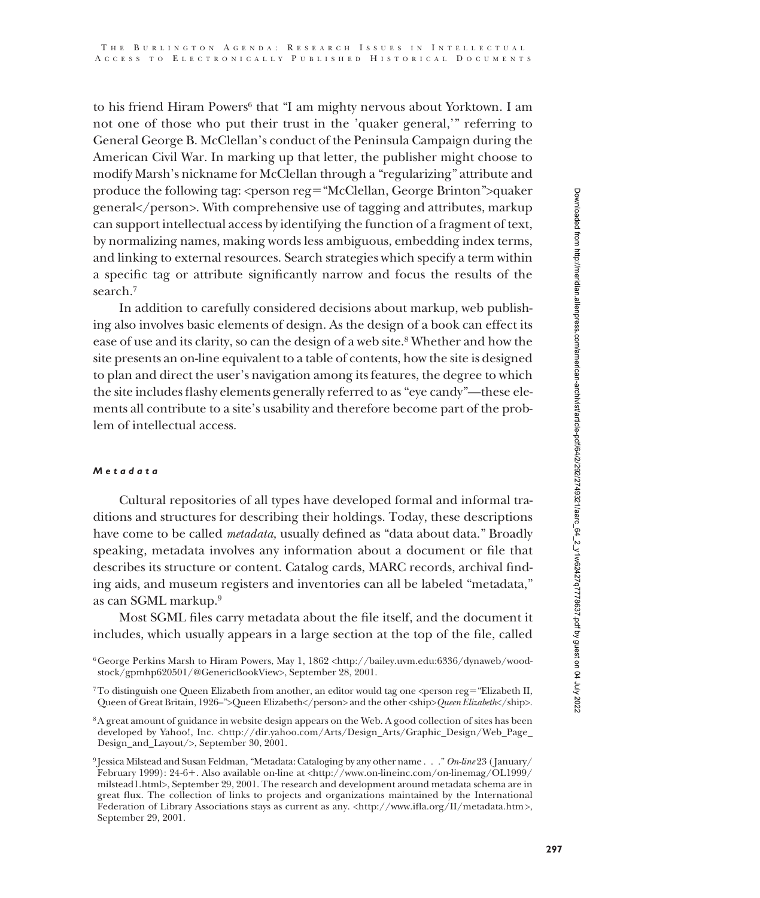to his friend Hiram Powers[6] that "I am mighty nervous about Yorktown. I am not one of those who put their trust in the 'quaker general,'" referring to General George B. McClellan's conduct of the Peninsula Campaign during the American Civil War. In marking up that letter, the publisher might choose to modify Marsh's nickname for McClellan through a "regularizing" attribute and produce the following tag: <person reg="McClellan, George Brinton">quaker general</person>. With comprehensive use of tagging and attributes, markup can support intellectual access by identifying the function of a fragment of text, by normalizing names, making words less ambiguous, embedding index terms, and linking to external resources. Search strategies which specify a term within a specific tag or attribute significantly narrow and focus the results of the search.[7]

In addition to carefully considered decisions about markup, web publishing also involves basic elements of design. As the design of a book can effect its ease of use and its clarity, so can the design of a web site.[8] Whether and how the site presents an on-line equivalent to a table of contents, how the site is designed to plan and direct the user's navigation among its features, the degree to which the site includes flashy elements generally referred to as "eye candy"—these elements all contribute to a site's usability and therefore become part of the problem of intellectual access.

### *Metadata*

Cultural repositories of all types have developed formal and informal traditions and structures for describing their holdings. Today, these descriptions have come to be called *metadata,* usually defined as "data about data." Broadly speaking, metadata involves any information about a document or file that describes its structure or content. Catalog cards, MARC records, archival finding aids, and museum registers and inventories can all be labeled "metadata," as can SGML markup.[9]

Most SGML files carry metadata about the file itself, and the document it includes, which usually appears in a large section at the top of the file, called

[6] George Perkins Marsh to Hiram Powers, May 1, 1862 <http://bailey.uvm.edu:6336/dynaweb/woodstock/gpmhp620501/@GenericBookView>, September 28, 2001.

[7] To distinguish one Queen Elizabeth from another, an editor would tag one <person reg="Elizabeth II, Queen of Great Britain, 1926–">Queen Elizabeth</person> and the other <ship>*Queen Elizabeth*</ship>.

[8] A great amount of guidance in website design appears on the Web. A good collection of sites has been developed by Yahoo!, Inc. <http://dir.yahoo.com/Arts/Design_Arts/Graphic_Design/Web_Page_Design_and_Layout/>, September 30, 2001.

[9] Jessica Milstead and Susan Feldman, "Metadata: Cataloging by any other name . . ." *On-line* 23 (January/February 1999): 24-6+. Also available on-line at <http://www.on-lineinc.com/on-linemag/OL1999/milstead1.html>, September 29, 2001. The research and development around metadata schema are in great flux. The collection of links to projects and organizations maintained by the International Federation of Library Associations stays as current as any. <http://www.ifla.org/II/metadata.htm>, September 29, 2001.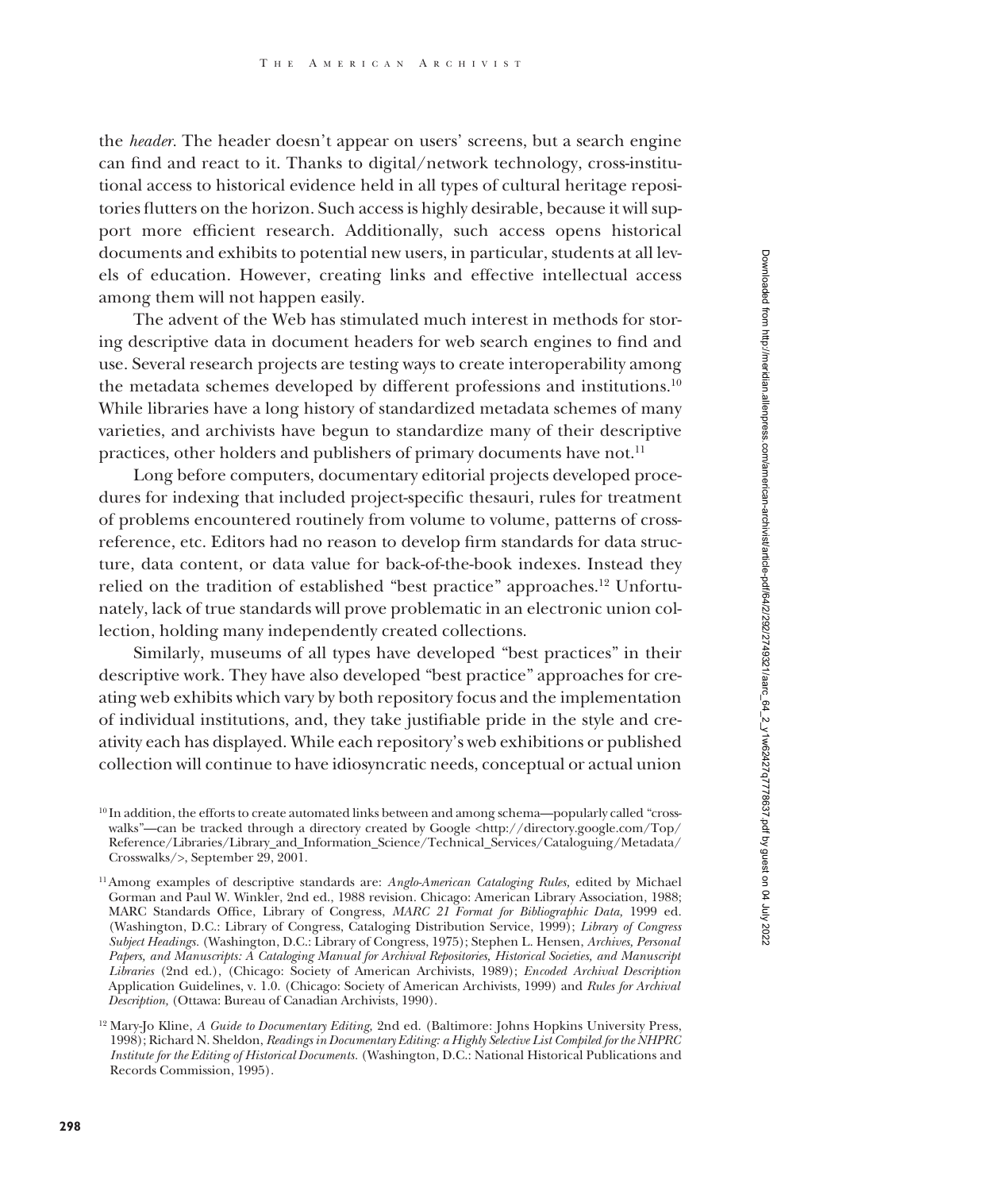the *header*. The header doesn't appear on users' screens, but a search engine can find and react to it. Thanks to digital/network technology, cross-institutional access to historical evidence held in all types of cultural heritage repositories flutters on the horizon. Such access is highly desirable, because it will support more efficient research. Additionally, such access opens historical documents and exhibits to potential new users, in particular, students at all levels of education. However, creating links and effective intellectual access among them will not happen easily.

The advent of the Web has stimulated much interest in methods for storing descriptive data in document headers for web search engines to find and use. Several research projects are testing ways to create interoperability among the metadata schemes developed by different professions and institutions.[10] While libraries have a long history of standardized metadata schemes of many varieties, and archivists have begun to standardize many of their descriptive practices, other holders and publishers of primary documents have not.[11]

Long before computers, documentary editorial projects developed procedures for indexing that included project-specific thesauri, rules for treatment of problems encountered routinely from volume to volume, patterns of cross-reference, etc. Editors had no reason to develop firm standards for data structure, data content, or data value for back-of-the-book indexes. Instead they relied on the tradition of established "best practice" approaches.[12] Unfortunately, lack of true standards will prove problematic in an electronic union collection, holding many independently created collections.

Similarly, museums of all types have developed "best practices" in their descriptive work. They have also developed "best practice" approaches for creating web exhibits which vary by both repository focus and the implementation of individual institutions, and, they take justifiable pride in the style and creativity each has displayed. While each repository's web exhibitions or published collection will continue to have idiosyncratic needs, conceptual or actual union

[10] In addition, the efforts to create automated links between and among schema—popularly called "crosswalks"—can be tracked through a directory created by Google <http://directory.google.com/Top/Reference/Libraries/Library_and_Information_Science/Technical_Services/Cataloguing/Metadata/Crosswalks/>, September 29, 2001.

[11] Among examples of descriptive standards are: *Anglo-American Cataloging Rules,* edited by Michael Gorman and Paul W. Winkler, 2nd ed., 1988 revision. Chicago: American Library Association, 1988; MARC Standards Office, Library of Congress, *MARC 21 Format for Bibliographic Data,* 1999 ed. (Washington, D.C.: Library of Congress, Cataloging Distribution Service, 1999); *Library of Congress Subject Headings.* (Washington, D.C.: Library of Congress, 1975); Stephen L. Hensen, *Archives, Personal Papers, and Manuscripts: A Cataloging Manual for Archival Repositories, Historical Societies, and Manuscript Libraries* (2nd ed.), (Chicago: Society of American Archivists, 1989); *Encoded Archival Description* Application Guidelines, v. 1.0. (Chicago: Society of American Archivists, 1999) and *Rules for Archival Description,* (Ottawa: Bureau of Canadian Archivists, 1990).

[12] Mary-Jo Kline, *A Guide to Documentary Editing,* 2nd ed. (Baltimore: Johns Hopkins University Press, 1998); Richard N. Sheldon, *Readings in Documentary Editing: a Highly Selective List Compiled for the NHPRC Institute for the Editing of Historical Documents.* (Washington, D.C.: National Historical Publications and Records Commission, 1995).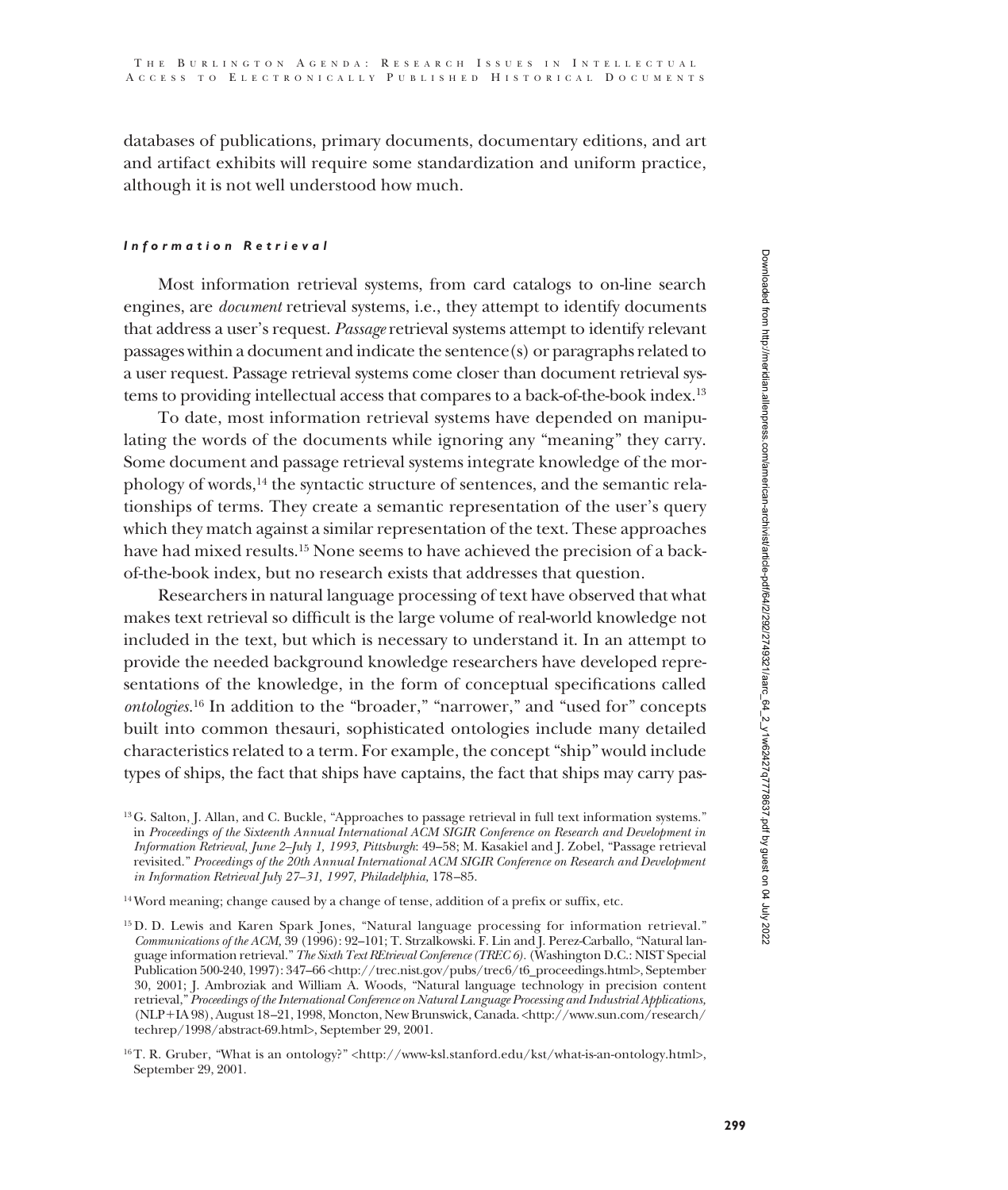databases of publications, primary documents, documentary editions, and art and artifact exhibits will require some standardization and uniform practice, although it is not well understood how much.

### *Information Retrieval*

Most information retrieval systems, from card catalogs to on-line search engines, are *document* retrieval systems, i.e., they attempt to identify documents that address a user's request. *Passage* retrieval systems attempt to identify relevant passages within a document and indicate the sentence(s) or paragraphs related to a user request. Passage retrieval systems come closer than document retrieval systems to providing intellectual access that compares to a back-of-the-book index.[13]

To date, most information retrieval systems have depended on manipulating the words of the documents while ignoring any "meaning" they carry. Some document and passage retrieval systems integrate knowledge of the morphology of words,[14] the syntactic structure of sentences, and the semantic relationships of terms. They create a semantic representation of the user's query which they match against a similar representation of the text. These approaches have had mixed results.[15] None seems to have achieved the precision of a back-of-the-book index, but no research exists that addresses that question.

Researchers in natural language processing of text have observed that what makes text retrieval so difficult is the large volume of real-world knowledge not included in the text, but which is necessary to understand it. In an attempt to provide the needed background knowledge researchers have developed representations of the knowledge, in the form of conceptual specifications called *ontologies*.[16] In addition to the "broader," "narrower," and "used for" concepts built into common thesauri, sophisticated ontologies include many detailed characteristics related to a term. For example, the concept "ship" would include types of ships, the fact that ships have captains, the fact that ships may carry pas-

[13] G. Salton, J. Allan, and C. Buckle, "Approaches to passage retrieval in full text information systems." in *Proceedings of the Sixteenth Annual International ACM SIGIR Conference on Research and Development in Information Retrieval, June 2–July 1, 1993, Pittsburgh*: 49–58; M. Kasakiel and J. Zobel, "Passage retrieval revisited." *Proceedings of the 20th Annual International ACM SIGIR Conference on Research and Development in Information Retrieval July 27–31, 1997, Philadelphia,* 178–85.

[14] Word meaning; change caused by a change of tense, addition of a prefix or suffix, etc.

[15] D. D. Lewis and Karen Spark Jones, "Natural language processing for information retrieval." *Communications of the ACM,* 39 (1996): 92–101; T. Strzalkowski. F. Lin and J. Perez-Carballo, "Natural language information retrieval." *The Sixth Text REtrieval Conference (TREC 6).* (Washington D.C.: NIST Special Publication 500-240, 1997): 347–66 <http://trec.nist.gov/pubs/trec6/t6_proceedings.html>, September 30, 2001; J. Ambroziak and William A. Woods, "Natural language technology in precision content retrieval," *Proceedings of the International Conference on Natural Language Processing and Industrial Applications,* (NLP+IA 98), August 18–21, 1998, Moncton, New Brunswick, Canada. <http://www.sun.com/research/techrep/1998/abstract-69.html>, September 29, 2001.

[16] T. R. Gruber, "What is an ontology?" <http://www-ksl.stanford.edu/kst/what-is-an-ontology.html>, September 29, 2001.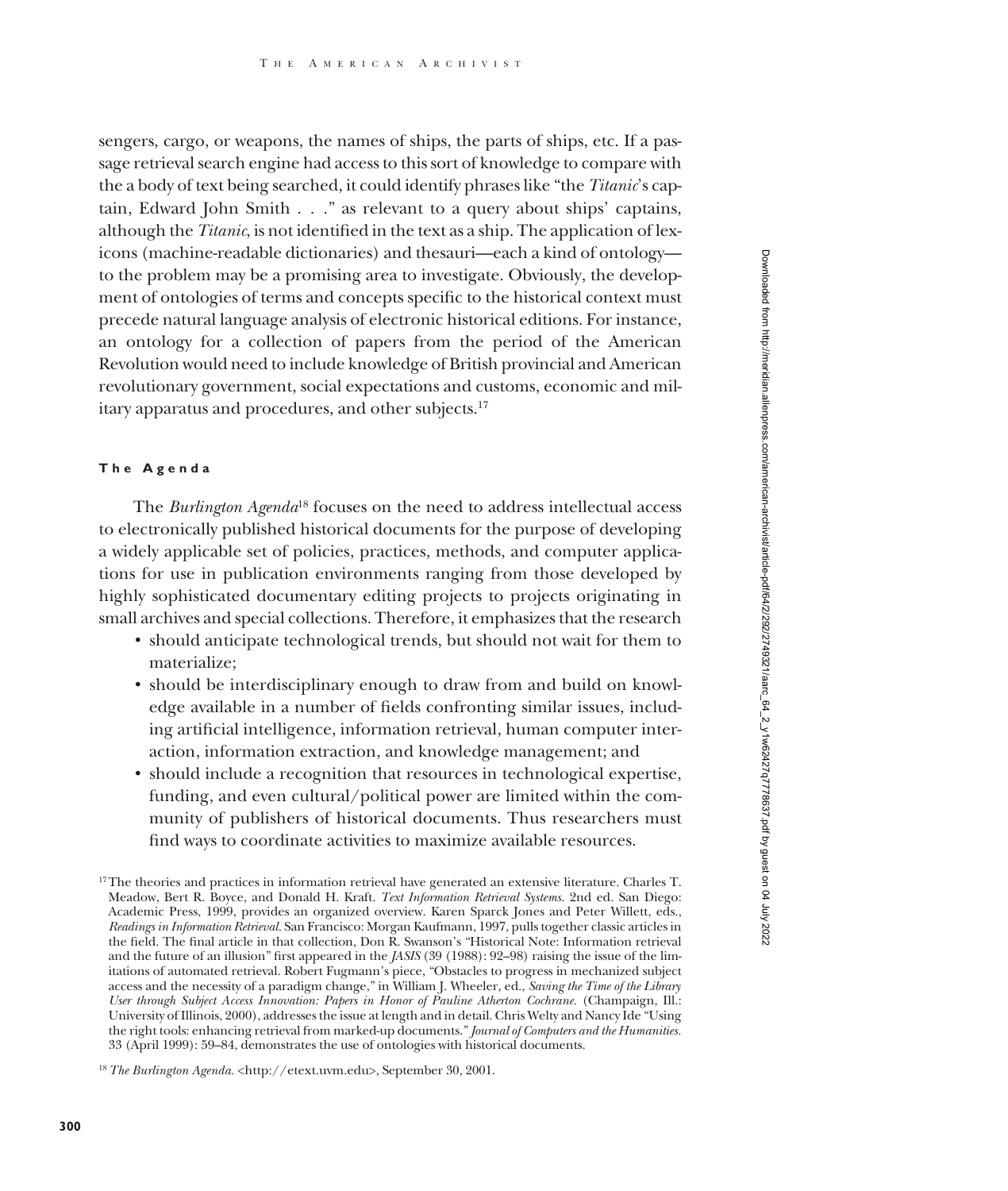sengers, cargo, or weapons, the names of ships, the parts of ships, etc. If a passage retrieval search engine had access to this sort of knowledge to compare with the a body of text being searched, it could identify phrases like "the *Titanic*'s captain, Edward John Smith . . ." as relevant to a query about ships' captains, although the *Titanic*, is not identified in the text as a ship. The application of lexicons (machine-readable dictionaries) and thesauri—each a kind of ontology—to the problem may be a promising area to investigate. Obviously, the development of ontologies of terms and concepts specific to the historical context must precede natural language analysis of electronic historical editions. For instance, an ontology for a collection of papers from the period of the American Revolution would need to include knowledge of British provincial and American revolutionary government, social expectations and customs, economic and military apparatus and procedures, and other subjects.[17]

### The Agenda

The *Burlington Agenda*[18] focuses on the need to address intellectual access to electronically published historical documents for the purpose of developing a widely applicable set of policies, practices, methods, and computer applications for use in publication environments ranging from those developed by highly sophisticated documentary editing projects to projects originating in small archives and special collections. Therefore, it emphasizes that the research

- should anticipate technological trends, but should not wait for them to materialize;
- should be interdisciplinary enough to draw from and build on knowledge available in a number of fields confronting similar issues, including artificial intelligence, information retrieval, human computer interaction, information extraction, and knowledge management; and
- should include a recognition that resources in technological expertise, funding, and even cultural/political power are limited within the community of publishers of historical documents. Thus researchers must find ways to coordinate activities to maximize available resources.

[17] The theories and practices in information retrieval have generated an extensive literature. Charles T. Meadow, Bert R. Boyce, and Donald H. Kraft. *Text Information Retrieval Systems.* 2nd ed. San Diego: Academic Press, 1999, provides an organized overview. Karen Sparck Jones and Peter Willett, eds., *Readings in Information Retrieval.* San Francisco: Morgan Kaufmann, 1997, pulls together classic articles in the field. The final article in that collection, Don R. Swanson's "Historical Note: Information retrieval and the future of an illusion" first appeared in the *JASIS* (39 (1988): 92–98) raising the issue of the limitations of automated retrieval. Robert Fugmann's piece, "Obstacles to progress in mechanized subject access and the necessity of a paradigm change," in William J. Wheeler, ed., *Saving the Time of the Library User through Subject Access Innovation: Papers in Honor of Pauline Atherton Cochrane.* (Champaign, Ill.: University of Illinois, 2000), addresses the issue at length and in detail. Chris Welty and Nancy Ide "Using the right tools: enhancing retrieval from marked-up documents." *Journal of Computers and the Humanities.* 33 (April 1999): 59–84, demonstrates the use of ontologies with historical documents.

[18] *The Burlington Agenda.* <http://etext.uvm.edu>, September 30, 2001.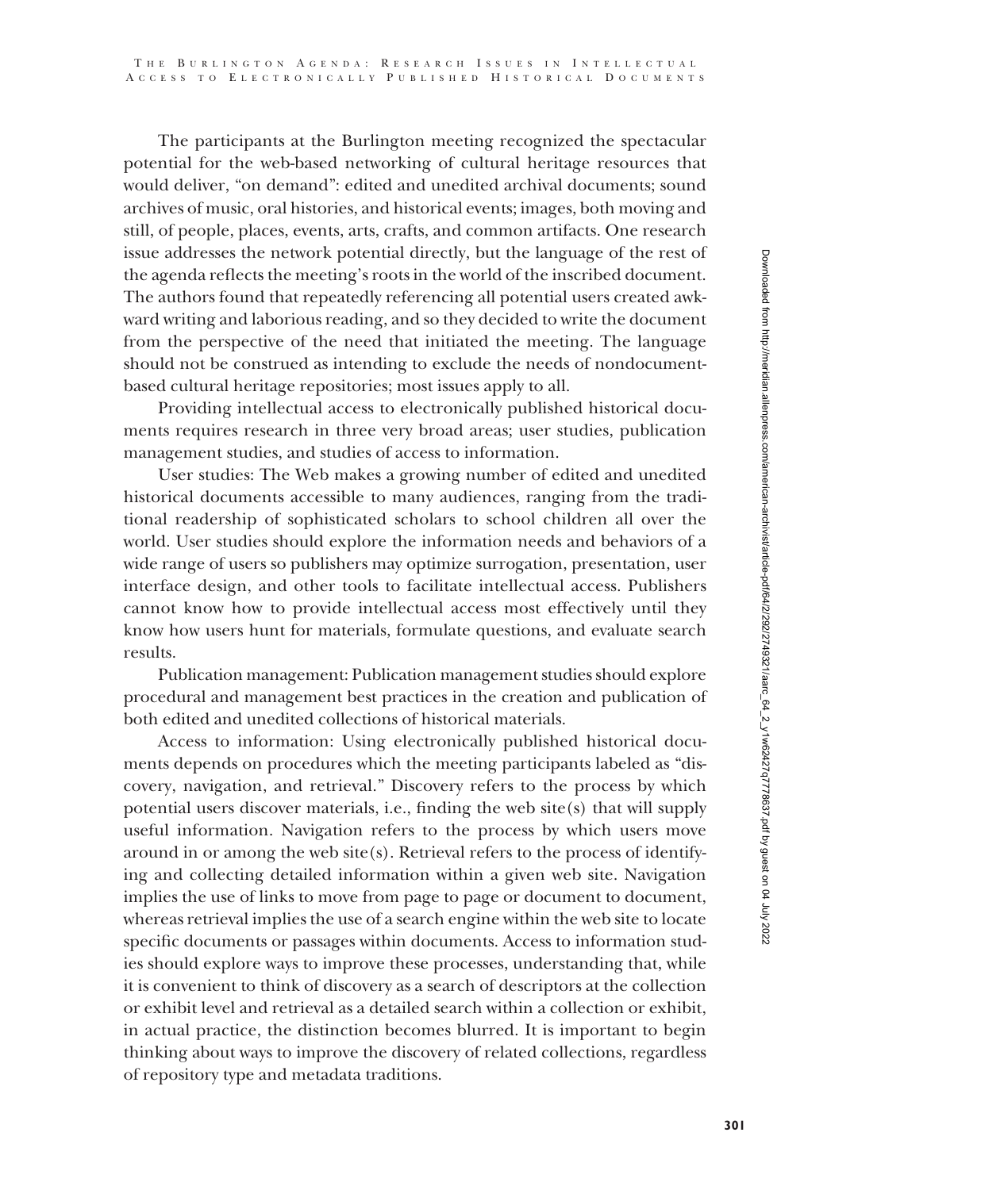The participants at the Burlington meeting recognized the spectacular potential for the web-based networking of cultural heritage resources that would deliver, "on demand": edited and unedited archival documents; sound archives of music, oral histories, and historical events; images, both moving and still, of people, places, events, arts, crafts, and common artifacts. One research issue addresses the network potential directly, but the language of the rest of the agenda reflects the meeting's roots in the world of the inscribed document. The authors found that repeatedly referencing all potential users created awkward writing and laborious reading, and so they decided to write the document from the perspective of the need that initiated the meeting. The language should not be construed as intending to exclude the needs of nondocument-based cultural heritage repositories; most issues apply to all.

Providing intellectual access to electronically published historical documents requires research in three very broad areas; user studies, publication management studies, and studies of access to information.

User studies: The Web makes a growing number of edited and unedited historical documents accessible to many audiences, ranging from the traditional readership of sophisticated scholars to school children all over the world. User studies should explore the information needs and behaviors of a wide range of users so publishers may optimize surrogation, presentation, user interface design, and other tools to facilitate intellectual access. Publishers cannot know how to provide intellectual access most effectively until they know how users hunt for materials, formulate questions, and evaluate search results.

Publication management: Publication management studies should explore procedural and management best practices in the creation and publication of both edited and unedited collections of historical materials.

Access to information: Using electronically published historical documents depends on procedures which the meeting participants labeled as "discovery, navigation, and retrieval." Discovery refers to the process by which potential users discover materials, i.e., finding the web site(s) that will supply useful information. Navigation refers to the process by which users move around in or among the web site(s). Retrieval refers to the process of identifying and collecting detailed information within a given web site. Navigation implies the use of links to move from page to page or document to document, whereas retrieval implies the use of a search engine within the web site to locate specific documents or passages within documents. Access to information studies should explore ways to improve these processes, understanding that, while it is convenient to think of discovery as a search of descriptors at the collection or exhibit level and retrieval as a detailed search within a collection or exhibit, in actual practice, the distinction becomes blurred. It is important to begin thinking about ways to improve the discovery of related collections, regardless of repository type and metadata traditions.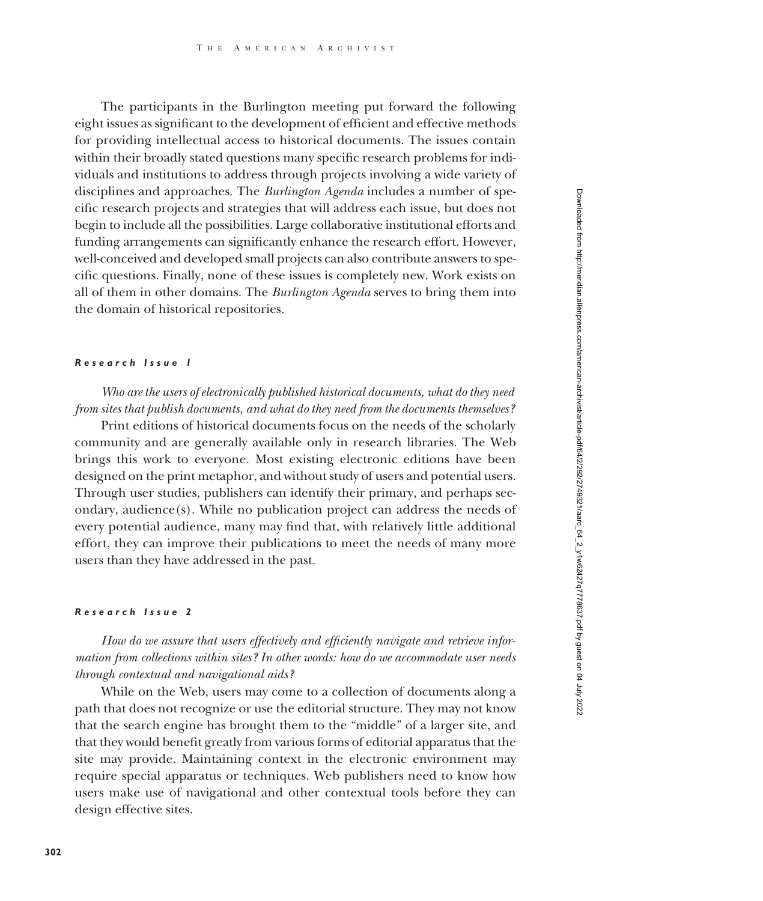The participants in the Burlington meeting put forward the following eight issues as significant to the development of efficient and effective methods for providing intellectual access to historical documents. The issues contain within their broadly stated questions many specific research problems for individuals and institutions to address through projects involving a wide variety of disciplines and approaches. The *Burlington Agenda* includes a number of specific research projects and strategies that will address each issue, but does not begin to include all the possibilities. Large collaborative institutional efforts and funding arrangements can significantly enhance the research effort. However, well-conceived and developed small projects can also contribute answers to specific questions. Finally, none of these issues is completely new. Work exists on all of them in other domains. The *Burlington Agenda* serves to bring them into the domain of historical repositories.

### Research Issue 1

*Who are the users of electronically published historical documents, what do they need from sites that publish documents, and what do they need from the documents themselves?*

Print editions of historical documents focus on the needs of the scholarly community and are generally available only in research libraries. The Web brings this work to everyone. Most existing electronic editions have been designed on the print metaphor, and without study of users and potential users. Through user studies, publishers can identify their primary, and perhaps secondary, audience(s). While no publication project can address the needs of every potential audience, many may find that, with relatively little additional effort, they can improve their publications to meet the needs of many more users than they have addressed in the past.

### Research Issue 2

*How do we assure that users effectively and efficiently navigate and retrieve information from collections within sites? In other words: how do we accommodate user needs through contextual and navigational aids?*

While on the Web, users may come to a collection of documents along a path that does not recognize or use the editorial structure. They may not know that the search engine has brought them to the "middle" of a larger site, and that they would benefit greatly from various forms of editorial apparatus that the site may provide. Maintaining context in the electronic environment may require special apparatus or techniques. Web publishers need to know how users make use of navigational and other contextual tools before they can design effective sites.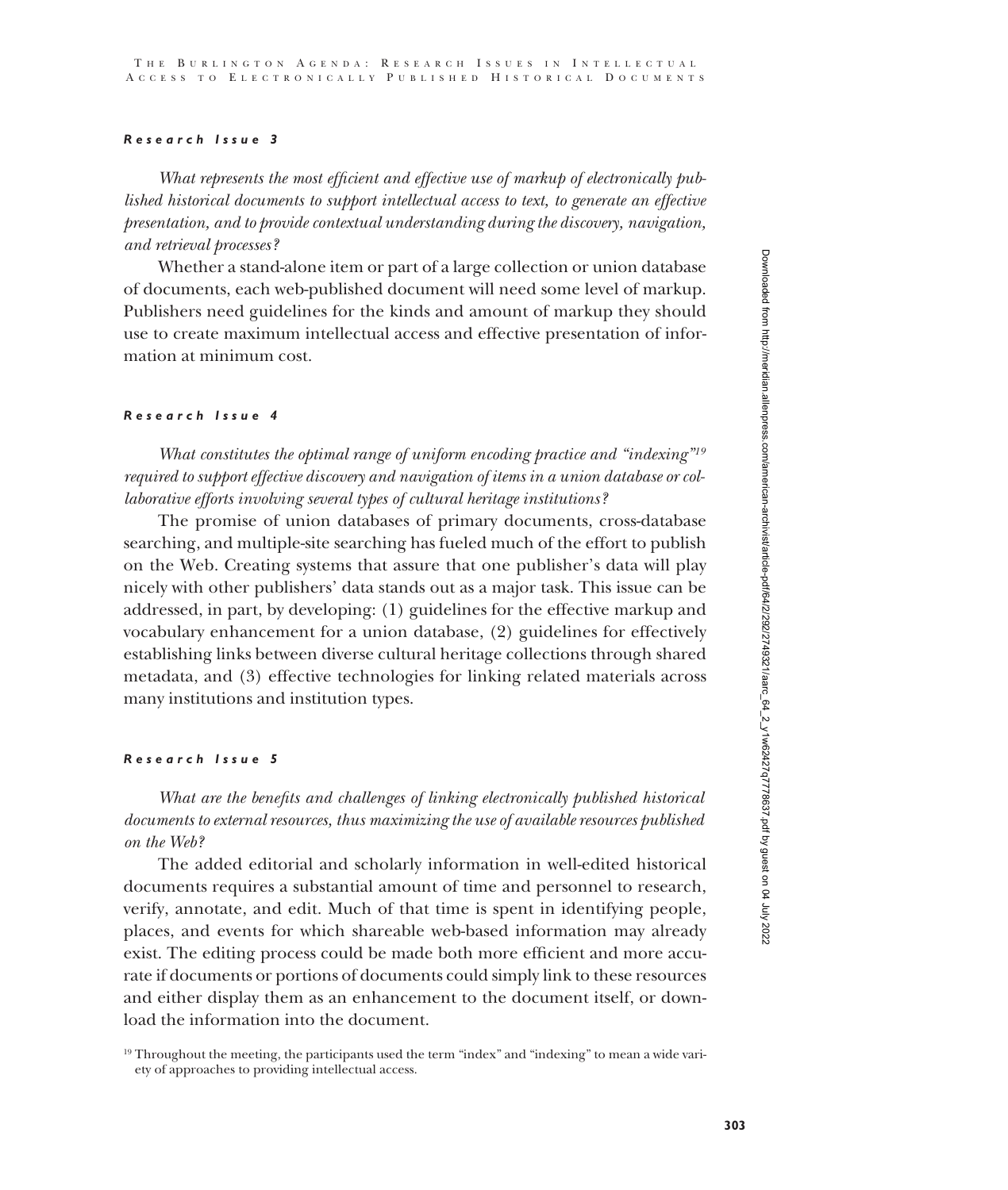#### *Research Issue 3*

*What represents the most efficient and effective use of markup of electronically published historical documents to support intellectual access to text, to generate an effective presentation, and to provide contextual understanding during the discovery, navigation, and retrieval processes?*

Whether a stand-alone item or part of a large collection or union database of documents, each web-published document will need some level of markup. Publishers need guidelines for the kinds and amount of markup they should use to create maximum intellectual access and effective presentation of information at minimum cost.

#### *Research Issue 4*

*What constitutes the optimal range of uniform encoding practice and "indexing"*[19] *required to support effective discovery and navigation of items in a union database or collaborative efforts involving several types of cultural heritage institutions?*

The promise of union databases of primary documents, cross-database searching, and multiple-site searching has fueled much of the effort to publish on the Web. Creating systems that assure that one publisher's data will play nicely with other publishers' data stands out as a major task. This issue can be addressed, in part, by developing: (1) guidelines for the effective markup and vocabulary enhancement for a union database, (2) guidelines for effectively establishing links between diverse cultural heritage collections through shared metadata, and (3) effective technologies for linking related materials across many institutions and institution types.

#### *Research Issue 5*

*What are the benefits and challenges of linking electronically published historical documents to external resources, thus maximizing the use of available resources published on the Web?*

The added editorial and scholarly information in well-edited historical documents requires a substantial amount of time and personnel to research, verify, annotate, and edit. Much of that time is spent in identifying people, places, and events for which shareable web-based information may already exist. The editing process could be made both more efficient and more accurate if documents or portions of documents could simply link to these resources and either display them as an enhancement to the document itself, or download the information into the document.

[19] Throughout the meeting, the participants used the term "index" and "indexing" to mean a wide variety of approaches to providing intellectual access.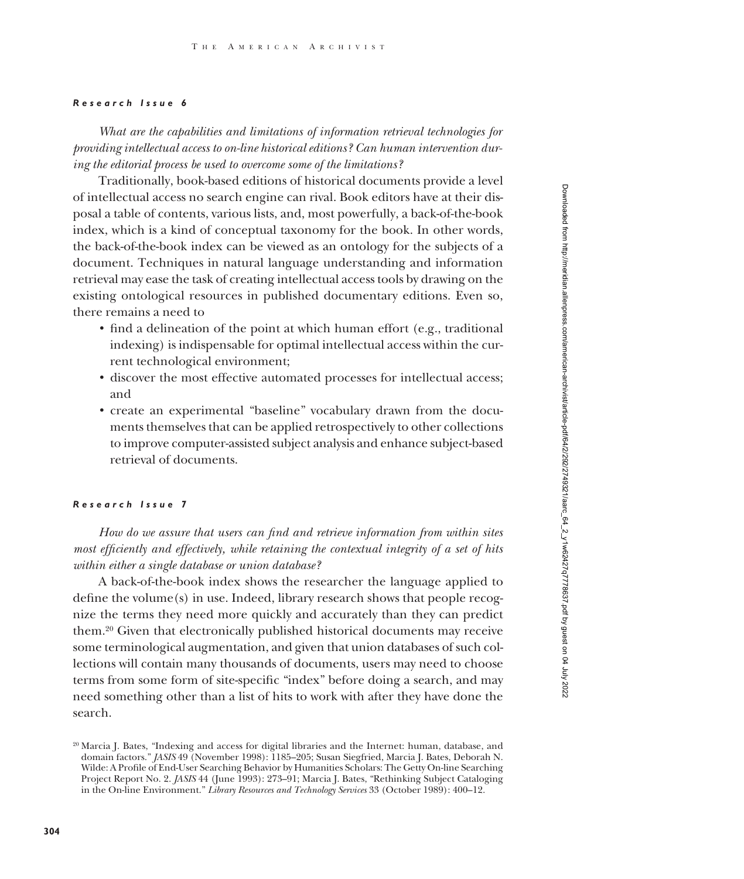#### *Research Issue 6*

*What are the capabilities and limitations of information retrieval technologies for providing intellectual access to on-line historical editions? Can human intervention during the editorial process be used to overcome some of the limitations?*

Traditionally, book-based editions of historical documents provide a level of intellectual access no search engine can rival. Book editors have at their disposal a table of contents, various lists, and, most powerfully, a back-of-the-book index, which is a kind of conceptual taxonomy for the book. In other words, the back-of-the-book index can be viewed as an ontology for the subjects of a document. Techniques in natural language understanding and information retrieval may ease the task of creating intellectual access tools by drawing on the existing ontological resources in published documentary editions. Even so, there remains a need to

- find a delineation of the point at which human effort (e.g., traditional indexing) is indispensable for optimal intellectual access within the current technological environment;
- discover the most effective automated processes for intellectual access; and
- create an experimental "baseline" vocabulary drawn from the documents themselves that can be applied retrospectively to other collections to improve computer-assisted subject analysis and enhance subject-based retrieval of documents.

#### *Research Issue 7*

*How do we assure that users can find and retrieve information from within sites most efficiently and effectively, while retaining the contextual integrity of a set of hits within either a single database or union database?*

A back-of-the-book index shows the researcher the language applied to define the volume(s) in use. Indeed, library research shows that people recognize the terms they need more quickly and accurately than they can predict them.[20] Given that electronically published historical documents may receive some terminological augmentation, and given that union databases of such collections will contain many thousands of documents, users may need to choose terms from some form of site-specific "index" before doing a search, and may need something other than a list of hits to work with after they have done the search.

[20] Marcia J. Bates, "Indexing and access for digital libraries and the Internet: human, database, and domain factors." *JASIS* 49 (November 1998): 1185–205; Susan Siegfried, Marcia J. Bates, Deborah N. Wilde: A Profile of End-User Searching Behavior by Humanities Scholars: The Getty On-line Searching Project Report No. 2. *JASIS* 44 (June 1993): 273–91; Marcia J. Bates, "Rethinking Subject Cataloging in the On-line Environment." *Library Resources and Technology Services* 33 (October 1989): 400–12.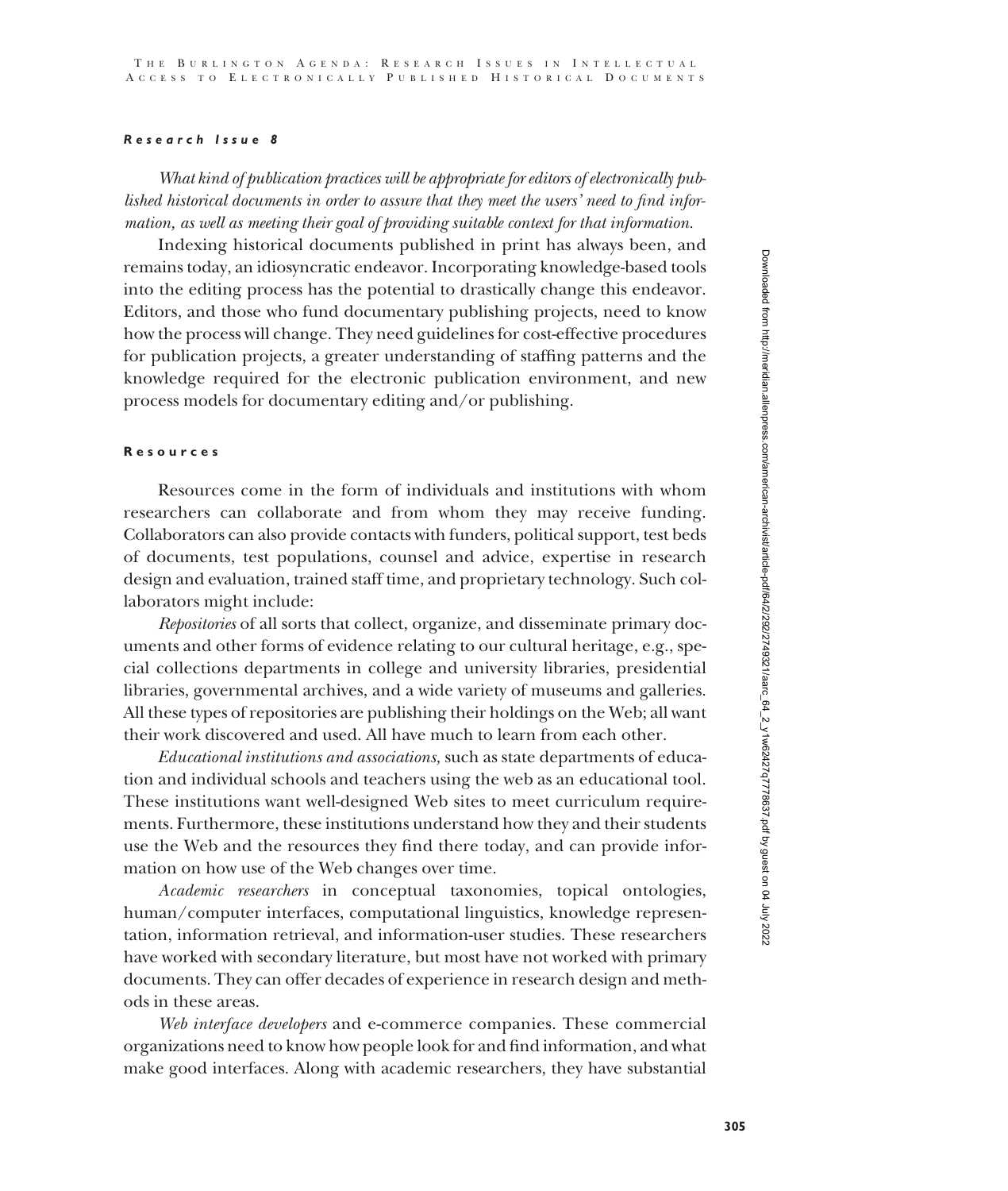#### *Research Issue 8*

*What kind of publication practices will be appropriate for editors of electronically published historical documents in order to assure that they meet the users' need to find information, as well as meeting their goal of providing suitable context for that information.*

Indexing historical documents published in print has always been, and remains today, an idiosyncratic endeavor. Incorporating knowledge-based tools into the editing process has the potential to drastically change this endeavor. Editors, and those who fund documentary publishing projects, need to know how the process will change. They need guidelines for cost-effective procedures for publication projects, a greater understanding of staffing patterns and the knowledge required for the electronic publication environment, and new process models for documentary editing and/or publishing.

### **Resources**

Resources come in the form of individuals and institutions with whom researchers can collaborate and from whom they may receive funding. Collaborators can also provide contacts with funders, political support, test beds of documents, test populations, counsel and advice, expertise in research design and evaluation, trained staff time, and proprietary technology. Such collaborators might include:

*Repositories* of all sorts that collect, organize, and disseminate primary documents and other forms of evidence relating to our cultural heritage, e.g., special collections departments in college and university libraries, presidential libraries, governmental archives, and a wide variety of museums and galleries. All these types of repositories are publishing their holdings on the Web; all want their work discovered and used. All have much to learn from each other.

*Educational institutions and associations,* such as state departments of education and individual schools and teachers using the web as an educational tool. These institutions want well-designed Web sites to meet curriculum requirements. Furthermore, these institutions understand how they and their students use the Web and the resources they find there today, and can provide information on how use of the Web changes over time.

*Academic researchers* in conceptual taxonomies, topical ontologies, human/computer interfaces, computational linguistics, knowledge representation, information retrieval, and information-user studies. These researchers have worked with secondary literature, but most have not worked with primary documents. They can offer decades of experience in research design and methods in these areas.

*Web interface developers* and e-commerce companies. These commercial organizations need to know how people look for and find information, and what make good interfaces. Along with academic researchers, they have substantial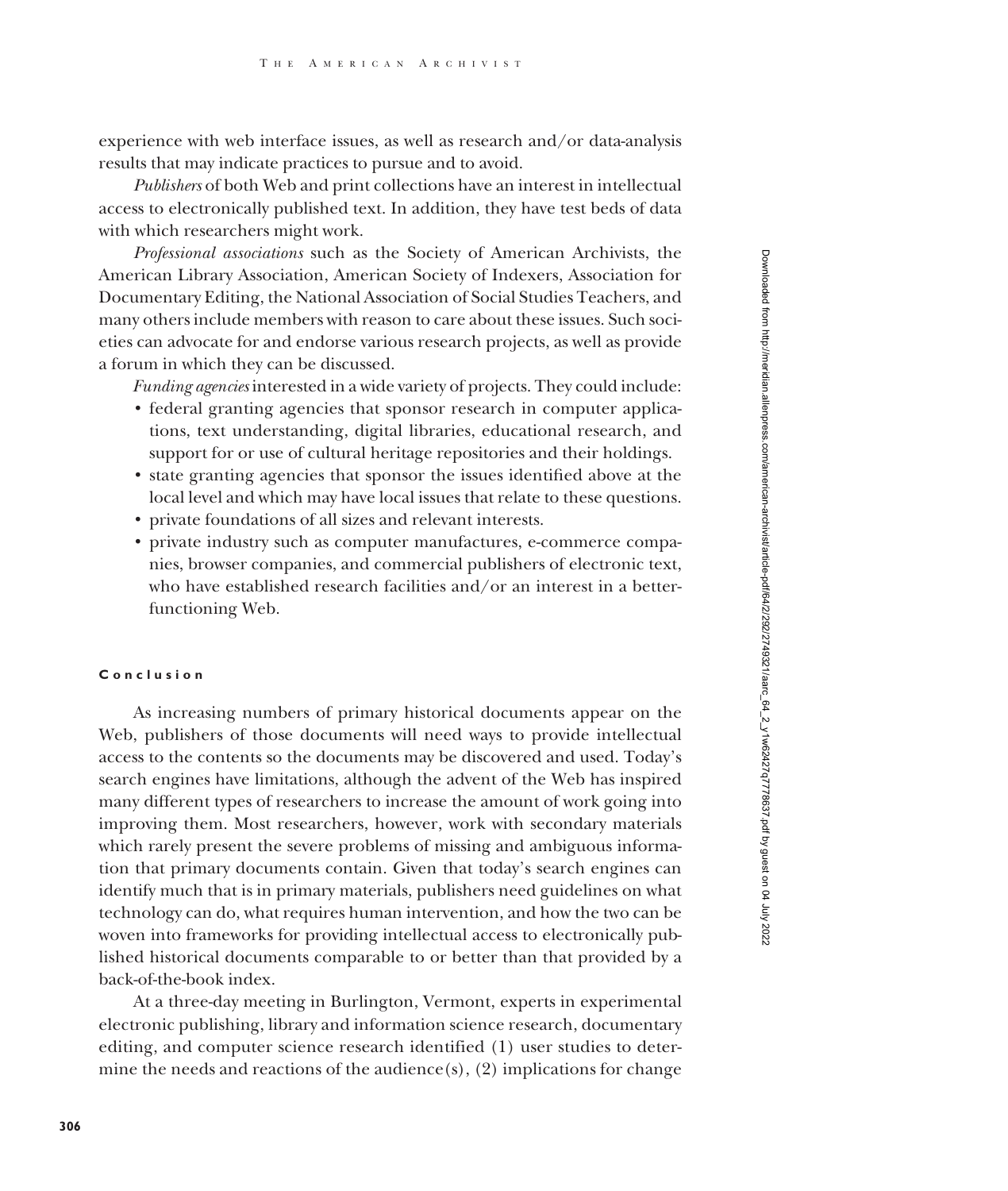experience with web interface issues, as well as research and/or data-analysis results that may indicate practices to pursue and to avoid.

*Publishers* of both Web and print collections have an interest in intellectual access to electronically published text. In addition, they have test beds of data with which researchers might work.

*Professional associations* such as the Society of American Archivists, the American Library Association, American Society of Indexers, Association for Documentary Editing, the National Association of Social Studies Teachers, and many others include members with reason to care about these issues. Such societies can advocate for and endorse various research projects, as well as provide a forum in which they can be discussed.

*Funding agencies* interested in a wide variety of projects. They could include:

- federal granting agencies that sponsor research in computer applications, text understanding, digital libraries, educational research, and support for or use of cultural heritage repositories and their holdings.
- state granting agencies that sponsor the issues identified above at the local level and which may have local issues that relate to these questions.
- private foundations of all sizes and relevant interests.
- private industry such as computer manufactures, e-commerce companies, browser companies, and commercial publishers of electronic text, who have established research facilities and/or an interest in a better-functioning Web.

## Conclusion

As increasing numbers of primary historical documents appear on the Web, publishers of those documents will need ways to provide intellectual access to the contents so the documents may be discovered and used. Today's search engines have limitations, although the advent of the Web has inspired many different types of researchers to increase the amount of work going into improving them. Most researchers, however, work with secondary materials which rarely present the severe problems of missing and ambiguous information that primary documents contain. Given that today's search engines can identify much that is in primary materials, publishers need guidelines on what technology can do, what requires human intervention, and how the two can be woven into frameworks for providing intellectual access to electronically published historical documents comparable to or better than that provided by a back-of-the-book index.

At a three-day meeting in Burlington, Vermont, experts in experimental electronic publishing, library and information science research, documentary editing, and computer science research identified (1) user studies to determine the needs and reactions of the audience(s), (2) implications for change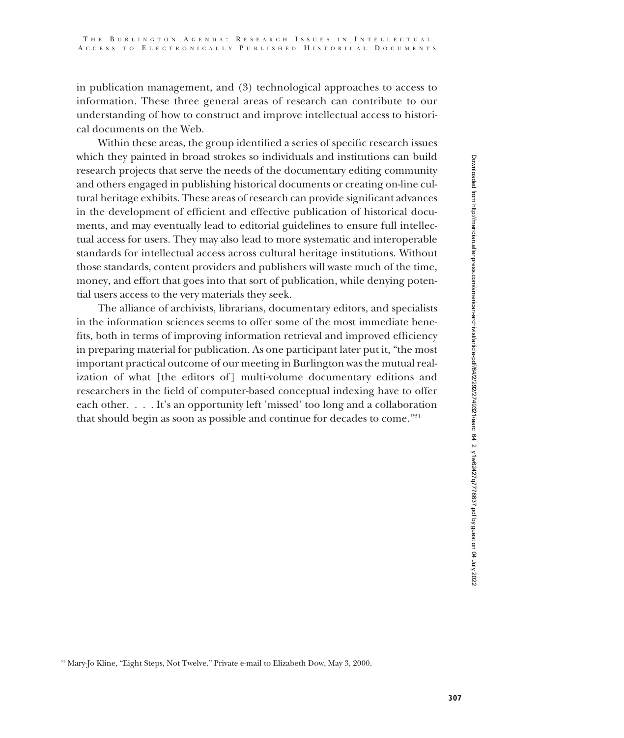in publication management, and (3) technological approaches to access to information. These three general areas of research can contribute to our understanding of how to construct and improve intellectual access to historical documents on the Web.

Within these areas, the group identified a series of specific research issues which they painted in broad strokes so individuals and institutions can build research projects that serve the needs of the documentary editing community and others engaged in publishing historical documents or creating on-line cultural heritage exhibits. These areas of research can provide significant advances in the development of efficient and effective publication of historical documents, and may eventually lead to editorial guidelines to ensure full intellectual access for users. They may also lead to more systematic and interoperable standards for intellectual access across cultural heritage institutions. Without those standards, content providers and publishers will waste much of the time, money, and effort that goes into that sort of publication, while denying potential users access to the very materials they seek.

The alliance of archivists, librarians, documentary editors, and specialists in the information sciences seems to offer some of the most immediate benefits, both in terms of improving information retrieval and improved efficiency in preparing material for publication. As one participant later put it, "the most important practical outcome of our meeting in Burlington was the mutual realization of what [the editors of] multi-volume documentary editions and researchers in the field of computer-based conceptual indexing have to offer each other. . . . It's an opportunity left 'missed' too long and a collaboration that should begin as soon as possible and continue for decades to come."[21]

[21] Mary-Jo Kline, "Eight Steps, Not Twelve." Private e-mail to Elizabeth Dow, May 3, 2000.